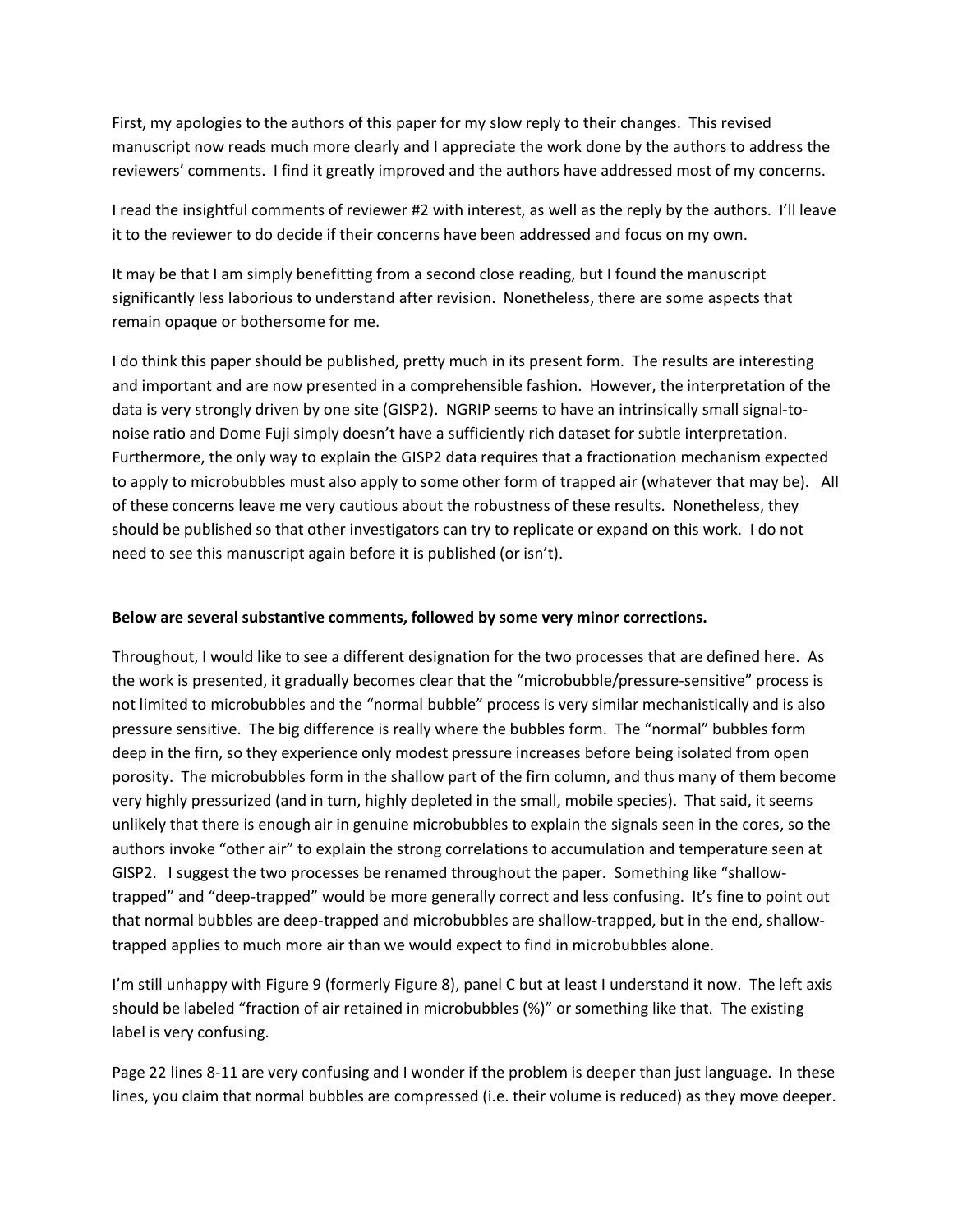First, my apologies to the authors of this paper for my slow reply to their changes. This revised manuscript now reads much more clearly and I appreciate the work done by the authors to address the reviewers' comments. I find it greatly improved and the authors have addressed most of my concerns.

I read the insightful comments of reviewer #2 with interest, as well as the reply by the authors. I'll leave it to the reviewer to do decide if their concerns have been addressed and focus on my own.

It may be that I am simply benefitting from a second close reading, but I found the manuscript significantly less laborious to understand after revision. Nonetheless, there are some aspects that remain opaque or bothersome for me.

I do think this paper should be published, pretty much in its present form. The results are interesting and important and are now presented in a comprehensible fashion. However, the interpretation of the data is very strongly driven by one site (GISP2). NGRIP seems to have an intrinsically small signal-to-noise ratio and Dome Fuji simply doesn't have a sufficiently rich dataset for subtle interpretation. Furthermore, the only way to explain the GISP2 data requires that a fractionation mechanism expected to apply to microbubbles must also apply to some other form of trapped air (whatever that may be). All of these concerns leave me very cautious about the robustness of these results. Nonetheless, they should be published so that other investigators can try to replicate or expand on this work. I do not need to see this manuscript again before it is published (or isn't).

**Below are several substantive comments, followed by some very minor corrections.**

Throughout, I would like to see a different designation for the two processes that are defined here. As the work is presented, it gradually becomes clear that the "microbubble/pressure-sensitive" process is not limited to microbubbles and the "normal bubble" process is very similar mechanistically and is also pressure sensitive. The big difference is really where the bubbles form. The "normal" bubbles form deep in the firn, so they experience only modest pressure increases before being isolated from open porosity. The microbubbles form in the shallow part of the firn column, and thus many of them become very highly pressurized (and in turn, highly depleted in the small, mobile species). That said, it seems unlikely that there is enough air in genuine microbubbles to explain the signals seen in the cores, so the authors invoke "other air" to explain the strong correlations to accumulation and temperature seen at GISP2. I suggest the two processes be renamed throughout the paper. Something like "shallow-trapped" and "deep-trapped" would be more generally correct and less confusing. It's fine to point out that normal bubbles are deep-trapped and microbubbles are shallow-trapped, but in the end, shallow-trapped applies to much more air than we would expect to find in microbubbles alone.

I'm still unhappy with Figure 9 (formerly Figure 8), panel C but at least I understand it now. The left axis should be labeled "fraction of air retained in microbubbles (%)" or something like that. The existing label is very confusing.

Page 22 lines 8-11 are very confusing and I wonder if the problem is deeper than just language. In these lines, you claim that normal bubbles are compressed (i.e. their volume is reduced) as they move deeper.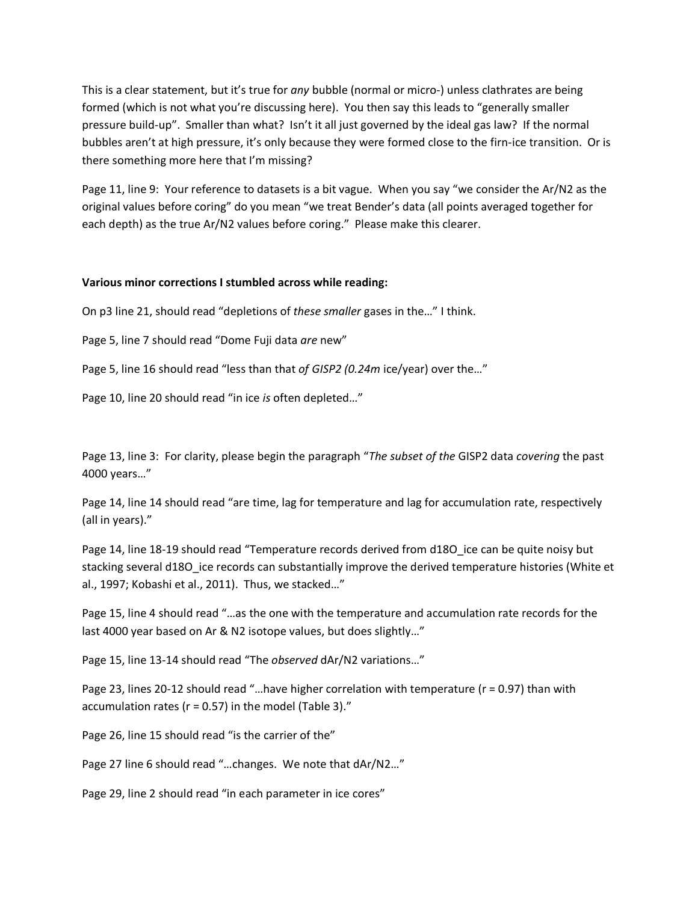This is a clear statement, but it's true for *any* bubble (normal or micro-) unless clathrates are being formed (which is not what you're discussing here). You then say this leads to "generally smaller pressure build-up". Smaller than what? Isn't it all just governed by the ideal gas law? If the normal bubbles aren't at high pressure, it's only because they were formed close to the firn-ice transition. Or is there something more here that I'm missing?

Page 11, line 9: Your reference to datasets is a bit vague. When you say "we consider the $Ar/N_2$ as the original values before coring" do you mean "we treat Bender's data (all points averaged together for each depth) as the true $Ar/N_2$ values before coring." Please make this clearer.

**Various minor corrections I stumbled across while reading:**

On p3 line 21, should read "depletions of *these smaller* gases in the…" I think.

Page 5, line 7 should read "Dome Fuji data *are* new"

Page 5, line 16 should read "less than that *of GISP2 (0.24m* ice/year) over the…"

Page 10, line 20 should read "in ice *is* often depleted…"

Page 13, line 3: For clarity, please begin the paragraph "*The subset of the* GISP2 data *covering* the past 4000 years…"

Page 14, line 14 should read "are time, lag for temperature and lag for accumulation rate, respectively (all in years)."

Page 14, line 18-19 should read "Temperature records derived from $d18O_{ice}$ can be quite noisy but stacking several $d18O_{ice}$ records can substantially improve the derived temperature histories (White et al., 1997; Kobashi et al., 2011). Thus, we stacked…"

Page 15, line 4 should read "…as the one with the temperature and accumulation rate records for the last 4000 year based on Ar & $N_2$ isotope values, but does slightly…"

Page 15, line 13-14 should read "The *observed* $dAr/N_2$ variations…"

Page 23, lines 20-12 should read "…have higher correlation with temperature ($r = 0.97$) than with accumulation rates ($r = 0.57$) in the model (Table 3)."

Page 26, line 15 should read "is the carrier of the"

Page 27 line 6 should read "…changes. We note that $dAr/N_2$…"

Page 29, line 2 should read "in each parameter in ice cores"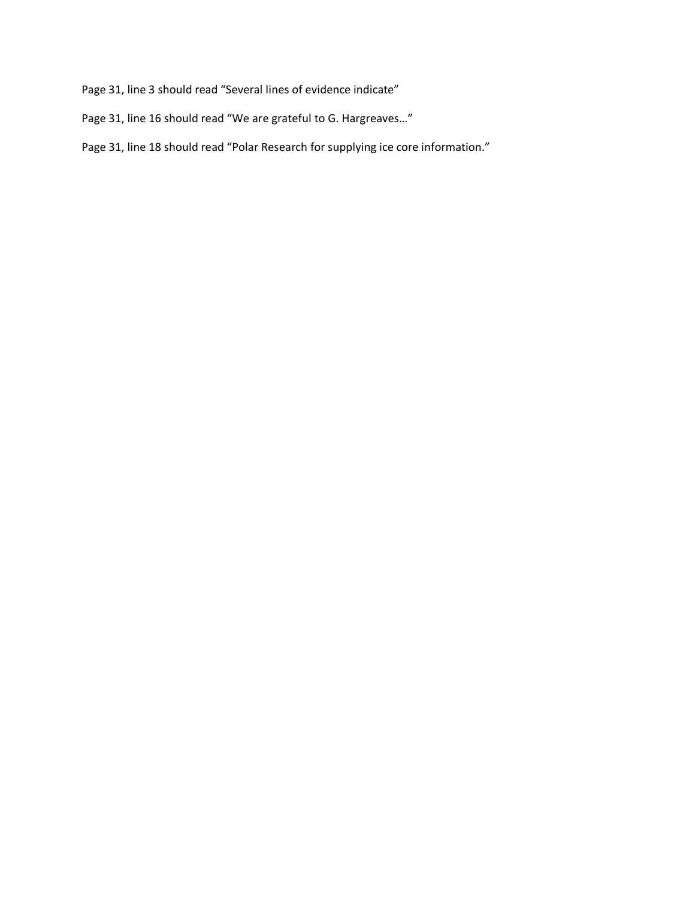Page 31, line 3 should read “Several lines of evidence indicate”

Page 31, line 16 should read “We are grateful to G. Hargreaves…”

Page 31, line 18 should read “Polar Research for supplying ice core information.”